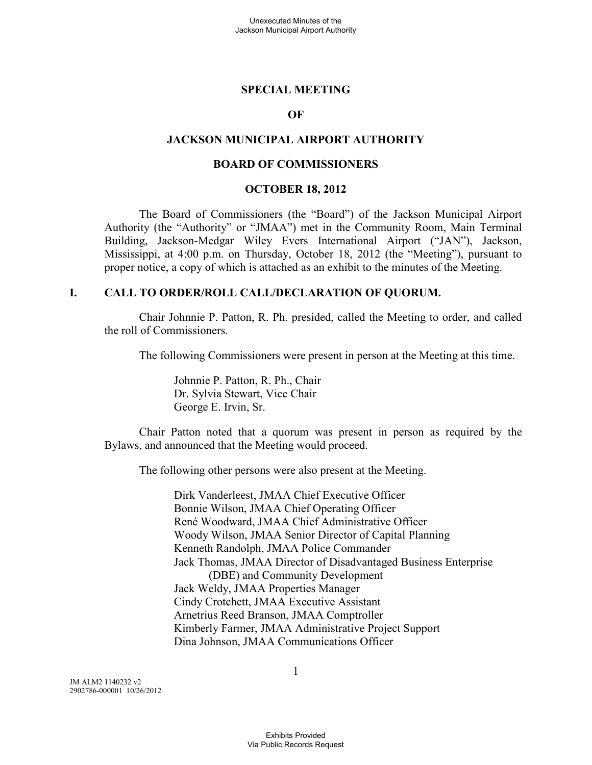# SPECIAL MEETING

# OF

# JACKSON MUNICIPAL AIRPORT AUTHORITY

# BOARD OF COMMISSIONERS

# OCTOBER 18, 2012

The Board of Commissioners (the "Board") of the Jackson Municipal Airport Authority (the "Authority" or "JMAA") met in the Community Room, Main Terminal Building, Jackson-Medgar Wiley Evers International Airport ("JAN"), Jackson, Mississippi, at 4:00 p.m. on Thursday, October 18, 2012 (the "Meeting"), pursuant to proper notice, a copy of which is attached as an exhibit to the minutes of the Meeting.

## I. CALL TO ORDER/ROLL CALL/DECLARATION OF QUORUM.

Chair Johnnie P. Patton, R. Ph. presided, called the Meeting to order, and called the roll of Commissioners.

The following Commissioners were present in person at the Meeting at this time.

Johnnie P. Patton, R. Ph., Chair
Dr. Sylvia Stewart, Vice Chair
George E. Irvin, Sr.

Chair Patton noted that a quorum was present in person as required by the Bylaws, and announced that the Meeting would proceed.

The following other persons were also present at the Meeting.

Dirk Vanderleest, JMAA Chief Executive Officer
Bonnie Wilson, JMAA Chief Operating Officer
René Woodward, JMAA Chief Administrative Officer
Woody Wilson, JMAA Senior Director of Capital Planning
Kenneth Randolph, JMAA Police Commander
Jack Thomas, JMAA Director of Disadvantaged Business Enterprise (DBE) and Community Development
Jack Weldy, JMAA Properties Manager
Cindy Crotchett, JMAA Executive Assistant
Arnetrius Reed Branson, JMAA Comptroller
Kimberly Farmer, JMAA Administrative Project Support
Dina Johnson, JMAA Communications Officer

JM ALM2 1140232 v2
2902786-000001 10/26/2012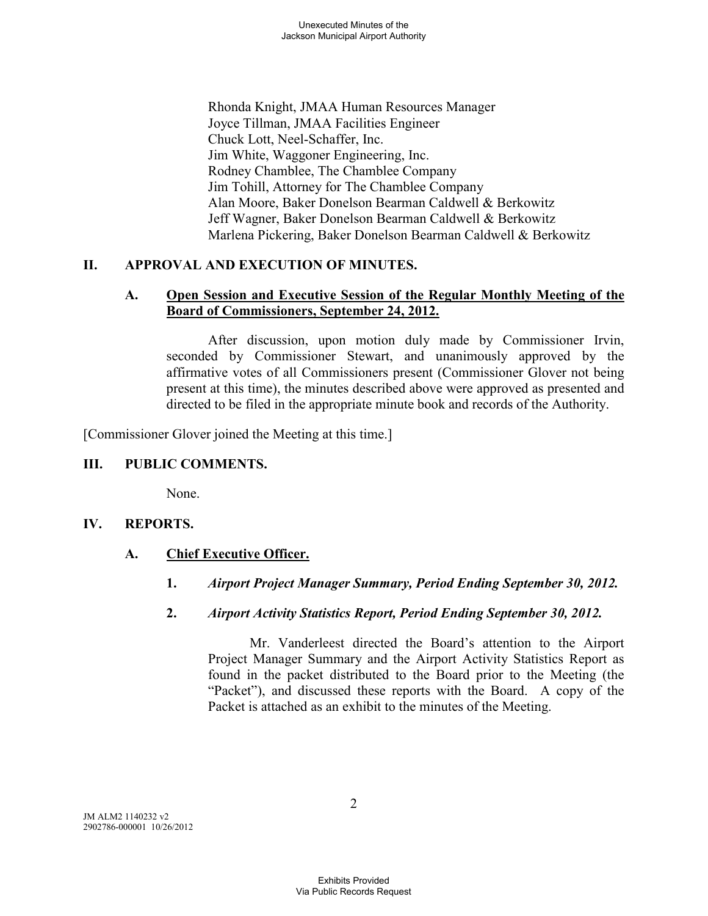Rhonda Knight, JMAA Human Resources Manager
Joyce Tillman, JMAA Facilities Engineer
Chuck Lott, Neel-Schaffer, Inc.
Jim White, Waggoner Engineering, Inc.
Rodney Chamblee, The Chamblee Company
Jim Tohill, Attorney for The Chamblee Company
Alan Moore, Baker Donelson Bearman Caldwell & Berkowitz
Jeff Wagner, Baker Donelson Bearman Caldwell & Berkowitz
Marlena Pickering, Baker Donelson Bearman Caldwell & Berkowitz

## II. APPROVAL AND EXECUTION OF MINUTES.

### A. Open Session and Executive Session of the Regular Monthly Meeting of the Board of Commissioners, September 24, 2012.

After discussion, upon motion duly made by Commissioner Irvin, seconded by Commissioner Stewart, and unanimously approved by the affirmative votes of all Commissioners present (Commissioner Glover not being present at this time), the minutes described above were approved as presented and directed to be filed in the appropriate minute book and records of the Authority.

[Commissioner Glover joined the Meeting at this time.]

## III. PUBLIC COMMENTS.

None.

## IV. REPORTS.

### A. Chief Executive Officer.

**1.** ***Airport Project Manager Summary, Period Ending September 30, 2012.***

**2.** ***Airport Activity Statistics Report, Period Ending September 30, 2012.***

Mr. Vanderleest directed the Board's attention to the Airport Project Manager Summary and the Airport Activity Statistics Report as found in the packet distributed to the Board prior to the Meeting (the "Packet"), and discussed these reports with the Board. A copy of the Packet is attached as an exhibit to the minutes of the Meeting.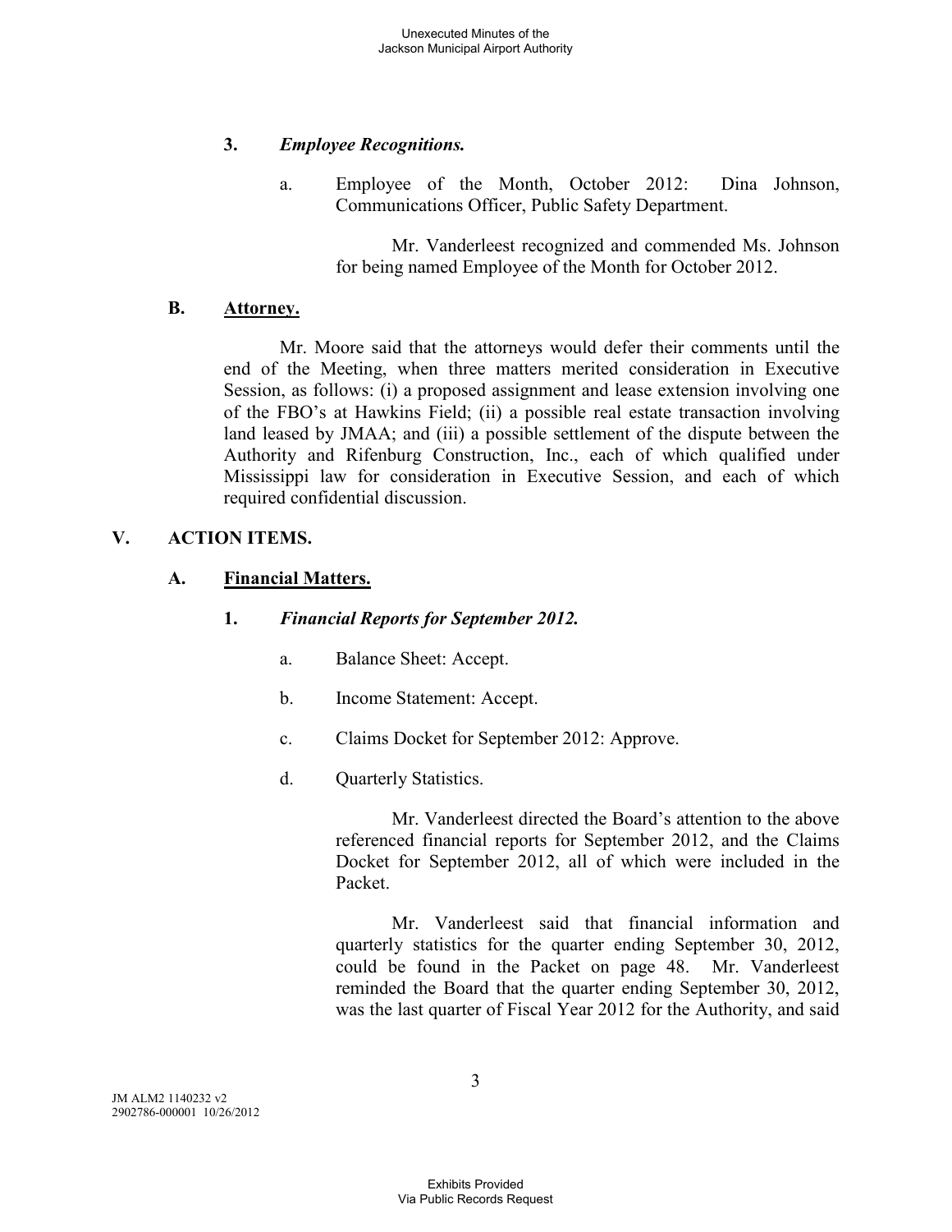### 3. *Employee Recognitions.*

a. Employee of the Month, October 2012: Dina Johnson, Communications Officer, Public Safety Department.

Mr. Vanderleest recognized and commended Ms. Johnson for being named Employee of the Month for October 2012.

## B. Attorney.

Mr. Moore said that the attorneys would defer their comments until the end of the Meeting, when three matters merited consideration in Executive Session, as follows: (i) a proposed assignment and lease extension involving one of the FBO's at Hawkins Field; (ii) a possible real estate transaction involving land leased by JMAA; and (iii) a possible settlement of the dispute between the Authority and Rifenburg Construction, Inc., each of which qualified under Mississippi law for consideration in Executive Session, and each of which required confidential discussion.

# V. ACTION ITEMS.

## A. Financial Matters.

### 1. *Financial Reports for September 2012.*

a. Balance Sheet: Accept.

b. Income Statement: Accept.

c. Claims Docket for September 2012: Approve.

d. Quarterly Statistics.

Mr. Vanderleest directed the Board's attention to the above referenced financial reports for September 2012, and the Claims Docket for September 2012, all of which were included in the Packet.

Mr. Vanderleest said that financial information and quarterly statistics for the quarter ending September 30, 2012, could be found in the Packet on page 48. Mr. Vanderleest reminded the Board that the quarter ending September 30, 2012, was the last quarter of Fiscal Year 2012 for the Authority, and said

JM ALM2 1140232 v2
2902786-000001 10/26/2012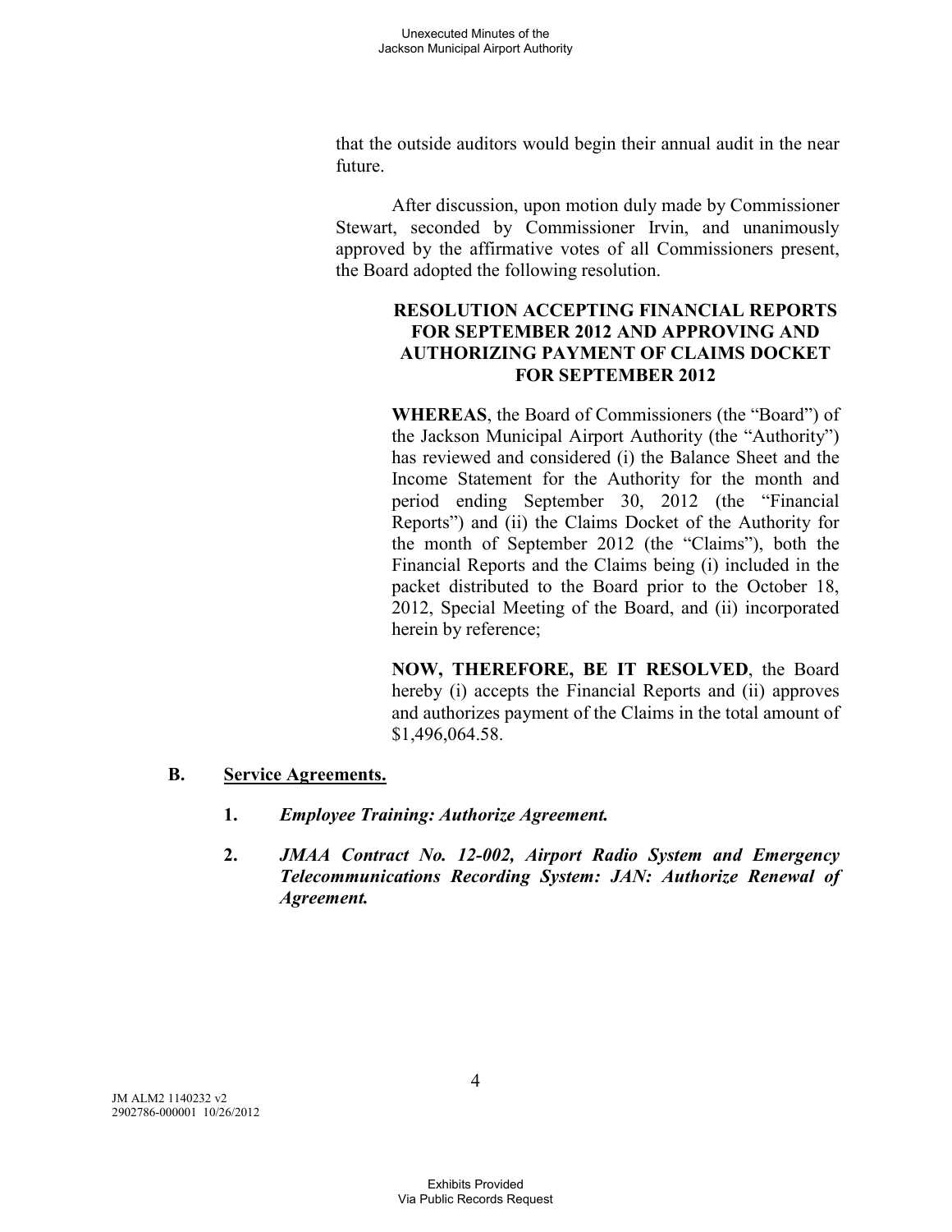that the outside auditors would begin their annual audit in the near future.

After discussion, upon motion duly made by Commissioner Stewart, seconded by Commissioner Irvin, and unanimously approved by the affirmative votes of all Commissioners present, the Board adopted the following resolution.

**RESOLUTION ACCEPTING FINANCIAL REPORTS FOR SEPTEMBER 2012 AND APPROVING AND AUTHORIZING PAYMENT OF CLAIMS DOCKET FOR SEPTEMBER 2012**

**WHEREAS**, the Board of Commissioners (the "Board") of the Jackson Municipal Airport Authority (the "Authority") has reviewed and considered (i) the Balance Sheet and the Income Statement for the Authority for the month and period ending September 30, 2012 (the "Financial Reports") and (ii) the Claims Docket of the Authority for the month of September 2012 (the "Claims"), both the Financial Reports and the Claims being (i) included in the packet distributed to the Board prior to the October 18, 2012, Special Meeting of the Board, and (ii) incorporated herein by reference;

**NOW, THEREFORE, BE IT RESOLVED**, the Board hereby (i) accepts the Financial Reports and (ii) approves and authorizes payment of the Claims in the total amount of $1,496,064.58.

**B. Service Agreements.**

1. ***Employee Training: Authorize Agreement.***

2. ***JMAA Contract No. 12-002, Airport Radio System and Emergency Telecommunications Recording System: JAN: Authorize Renewal of Agreement.***

JM ALM2 1140232 v2
2902786-000001 10/26/2012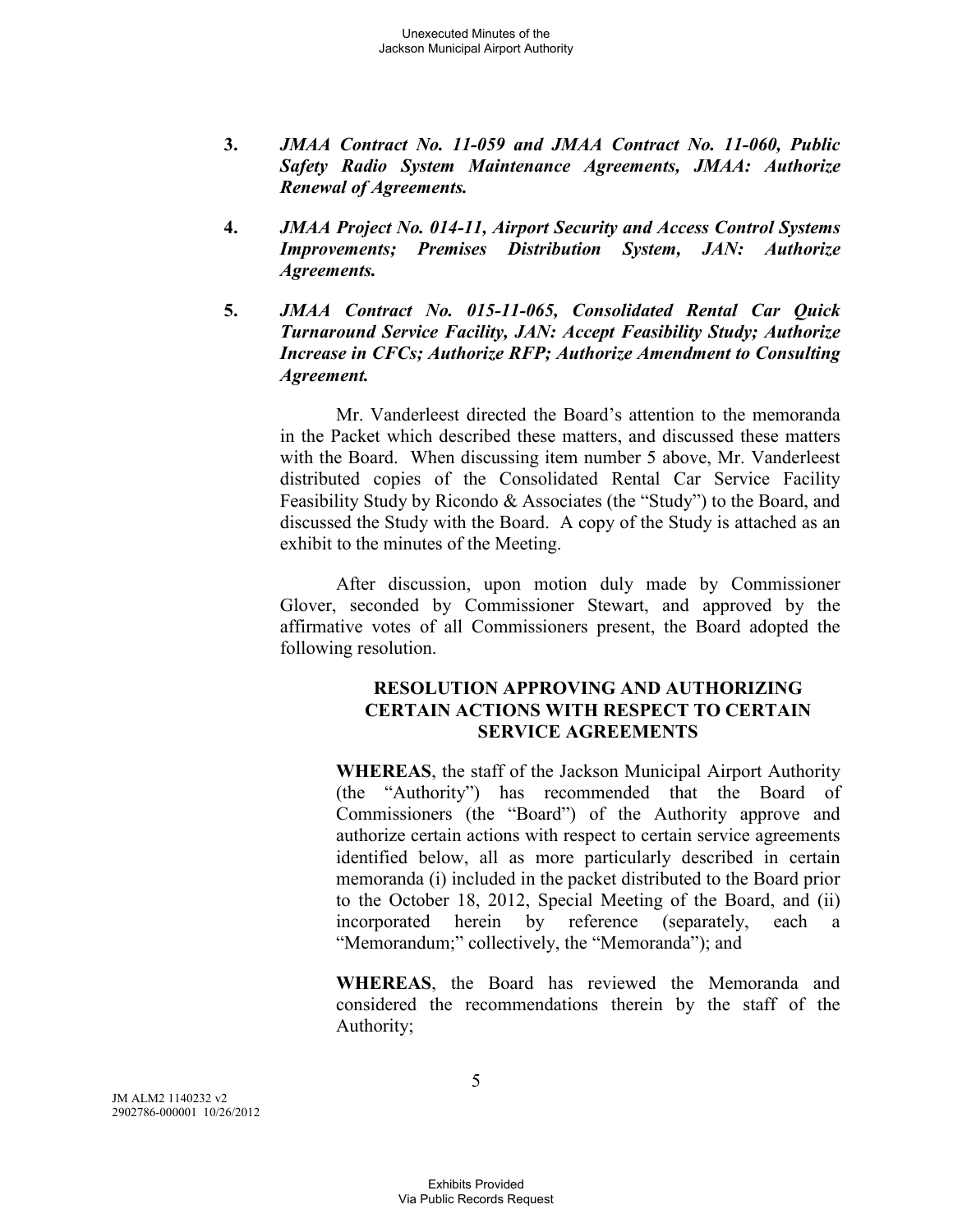3. ***JMAA Contract No. 11-059 and JMAA Contract No. 11-060, Public Safety Radio System Maintenance Agreements, JMAA: Authorize Renewal of Agreements.***

4. ***JMAA Project No. 014-11, Airport Security and Access Control Systems Improvements; Premises Distribution System, JAN: Authorize Agreements.***

5. ***JMAA Contract No. 015-11-065, Consolidated Rental Car Quick Turnaround Service Facility, JAN: Accept Feasibility Study; Authorize Increase in CFCs; Authorize RFP; Authorize Amendment to Consulting Agreement.***

Mr. Vanderleest directed the Board's attention to the memoranda in the Packet which described these matters, and discussed these matters with the Board. When discussing item number 5 above, Mr. Vanderleest distributed copies of the Consolidated Rental Car Service Facility Feasibility Study by Ricondo & Associates (the "Study") to the Board, and discussed the Study with the Board. A copy of the Study is attached as an exhibit to the minutes of the Meeting.

After discussion, upon motion duly made by Commissioner Glover, seconded by Commissioner Stewart, and approved by the affirmative votes of all Commissioners present, the Board adopted the following resolution.

**RESOLUTION APPROVING AND AUTHORIZING CERTAIN ACTIONS WITH RESPECT TO CERTAIN SERVICE AGREEMENTS**

**WHEREAS**, the staff of the Jackson Municipal Airport Authority (the "Authority") has recommended that the Board of Commissioners (the "Board") of the Authority approve and authorize certain actions with respect to certain service agreements identified below, all as more particularly described in certain memoranda (i) included in the packet distributed to the Board prior to the October 18, 2012, Special Meeting of the Board, and (ii) incorporated herein by reference (separately, each a "Memorandum;" collectively, the "Memoranda"); and

**WHEREAS**, the Board has reviewed the Memoranda and considered the recommendations therein by the staff of the Authority;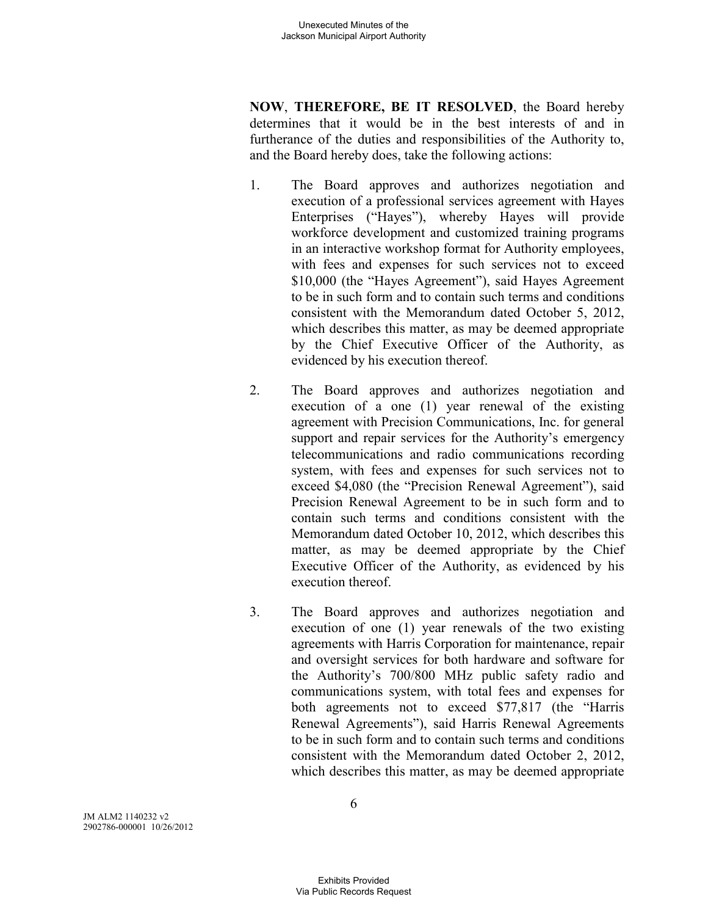**NOW**, **THEREFORE, BE IT RESOLVED**, the Board hereby determines that it would be in the best interests of and in furtherance of the duties and responsibilities of the Authority to, and the Board hereby does, take the following actions:

1. The Board approves and authorizes negotiation and execution of a professional services agreement with Hayes Enterprises ("Hayes"), whereby Hayes will provide workforce development and customized training programs in an interactive workshop format for Authority employees, with fees and expenses for such services not to exceed $10,000 (the "Hayes Agreement"), said Hayes Agreement to be in such form and to contain such terms and conditions consistent with the Memorandum dated October 5, 2012, which describes this matter, as may be deemed appropriate by the Chief Executive Officer of the Authority, as evidenced by his execution thereof.

2. The Board approves and authorizes negotiation and execution of a one (1) year renewal of the existing agreement with Precision Communications, Inc. for general support and repair services for the Authority's emergency telecommunications and radio communications recording system, with fees and expenses for such services not to exceed $4,080 (the "Precision Renewal Agreement"), said Precision Renewal Agreement to be in such form and to contain such terms and conditions consistent with the Memorandum dated October 10, 2012, which describes this matter, as may be deemed appropriate by the Chief Executive Officer of the Authority, as evidenced by his execution thereof.

3. The Board approves and authorizes negotiation and execution of one (1) year renewals of the two existing agreements with Harris Corporation for maintenance, repair and oversight services for both hardware and software for the Authority's 700/800 MHz public safety radio and communications system, with total fees and expenses for both agreements not to exceed $77,817 (the "Harris Renewal Agreements"), said Harris Renewal Agreements to be in such form and to contain such terms and conditions consistent with the Memorandum dated October 2, 2012, which describes this matter, as may be deemed appropriate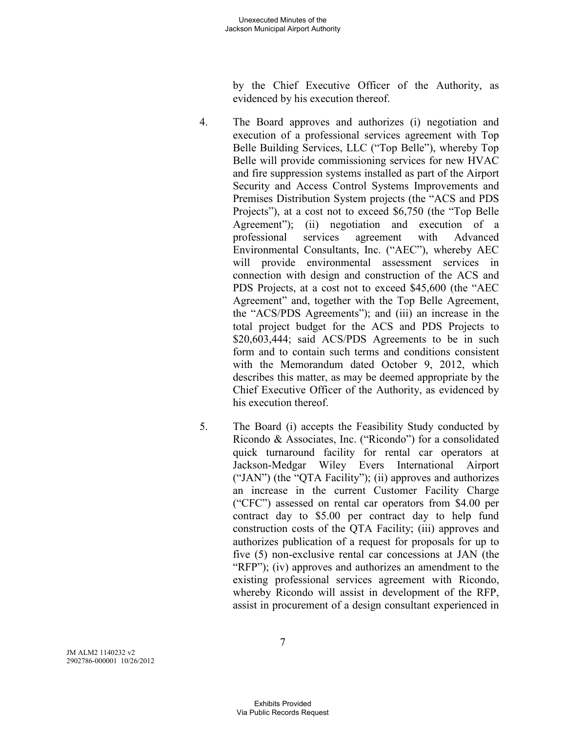by the Chief Executive Officer of the Authority, as evidenced by his execution thereof.

4. The Board approves and authorizes (i) negotiation and execution of a professional services agreement with Top Belle Building Services, LLC ("Top Belle"), whereby Top Belle will provide commissioning services for new HVAC and fire suppression systems installed as part of the Airport Security and Access Control Systems Improvements and Premises Distribution System projects (the "ACS and PDS Projects"), at a cost not to exceed $6,750 (the "Top Belle Agreement"); (ii) negotiation and execution of a professional services agreement with Advanced Environmental Consultants, Inc. ("AEC"), whereby AEC will provide environmental assessment services in connection with design and construction of the ACS and PDS Projects, at a cost not to exceed $45,600 (the "AEC Agreement" and, together with the Top Belle Agreement, the "ACS/PDS Agreements"); and (iii) an increase in the total project budget for the ACS and PDS Projects to $20,603,444; said ACS/PDS Agreements to be in such form and to contain such terms and conditions consistent with the Memorandum dated October 9, 2012, which describes this matter, as may be deemed appropriate by the Chief Executive Officer of the Authority, as evidenced by his execution thereof.

5. The Board (i) accepts the Feasibility Study conducted by Ricondo & Associates, Inc. ("Ricondo") for a consolidated quick turnaround facility for rental car operators at Jackson-Medgar Wiley Evers International Airport ("JAN") (the "QTA Facility"); (ii) approves and authorizes an increase in the current Customer Facility Charge ("CFC") assessed on rental car operators from $4.00 per contract day to $5.00 per contract day to help fund construction costs of the QTA Facility; (iii) approves and authorizes publication of a request for proposals for up to five (5) non-exclusive rental car concessions at JAN (the "RFP"); (iv) approves and authorizes an amendment to the existing professional services agreement with Ricondo, whereby Ricondo will assist in development of the RFP, assist in procurement of a design consultant experienced in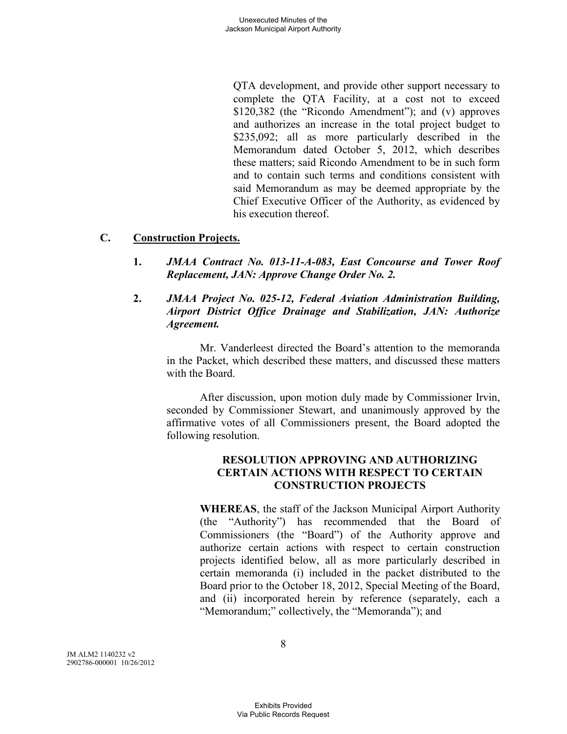QTA development, and provide other support necessary to complete the QTA Facility, at a cost not to exceed $120,382 (the "Ricondo Amendment"); and (v) approves and authorizes an increase in the total project budget to $235,092; all as more particularly described in the Memorandum dated October 5, 2012, which describes these matters; said Ricondo Amendment to be in such form and to contain such terms and conditions consistent with said Memorandum as may be deemed appropriate by the Chief Executive Officer of the Authority, as evidenced by his execution thereof.

**C. Construction Projects.**

**1.** ***JMAA Contract No. 013-11-A-083, East Concourse and Tower Roof Replacement, JAN: Approve Change Order No. 2.***

**2.** ***JMAA Project No. 025-12, Federal Aviation Administration Building, Airport District Office Drainage and Stabilization, JAN: Authorize Agreement.***

Mr. Vanderleest directed the Board's attention to the memoranda in the Packet, which described these matters, and discussed these matters with the Board.

After discussion, upon motion duly made by Commissioner Irvin, seconded by Commissioner Stewart, and unanimously approved by the affirmative votes of all Commissioners present, the Board adopted the following resolution.

**RESOLUTION APPROVING AND AUTHORIZING CERTAIN ACTIONS WITH RESPECT TO CERTAIN CONSTRUCTION PROJECTS**

**WHEREAS**, the staff of the Jackson Municipal Airport Authority (the "Authority") has recommended that the Board of Commissioners (the "Board") of the Authority approve and authorize certain actions with respect to certain construction projects identified below, all as more particularly described in certain memoranda (i) included in the packet distributed to the Board prior to the October 18, 2012, Special Meeting of the Board, and (ii) incorporated herein by reference (separately, each a "Memorandum;" collectively, the "Memoranda"); and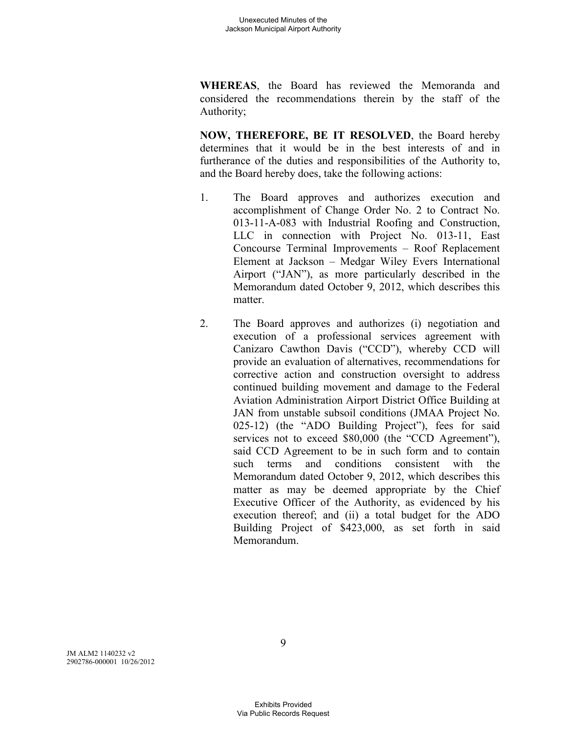**WHEREAS**, the Board has reviewed the Memoranda and considered the recommendations therein by the staff of the Authority;

**NOW, THEREFORE, BE IT RESOLVED**, the Board hereby determines that it would be in the best interests of and in furtherance of the duties and responsibilities of the Authority to, and the Board hereby does, take the following actions:

1. The Board approves and authorizes execution and accomplishment of Change Order No. 2 to Contract No. 013-11-A-083 with Industrial Roofing and Construction, LLC in connection with Project No. 013-11, East Concourse Terminal Improvements – Roof Replacement Element at Jackson – Medgar Wiley Evers International Airport ("JAN"), as more particularly described in the Memorandum dated October 9, 2012, which describes this matter.

2. The Board approves and authorizes (i) negotiation and execution of a professional services agreement with Canizaro Cawthon Davis ("CCD"), whereby CCD will provide an evaluation of alternatives, recommendations for corrective action and construction oversight to address continued building movement and damage to the Federal Aviation Administration Airport District Office Building at JAN from unstable subsoil conditions (JMAA Project No. 025-12) (the "ADO Building Project"), fees for said services not to exceed $80,000 (the "CCD Agreement"), said CCD Agreement to be in such form and to contain such terms and conditions consistent with the Memorandum dated October 9, 2012, which describes this matter as may be deemed appropriate by the Chief Executive Officer of the Authority, as evidenced by his execution thereof; and (ii) a total budget for the ADO Building Project of $423,000, as set forth in said Memorandum.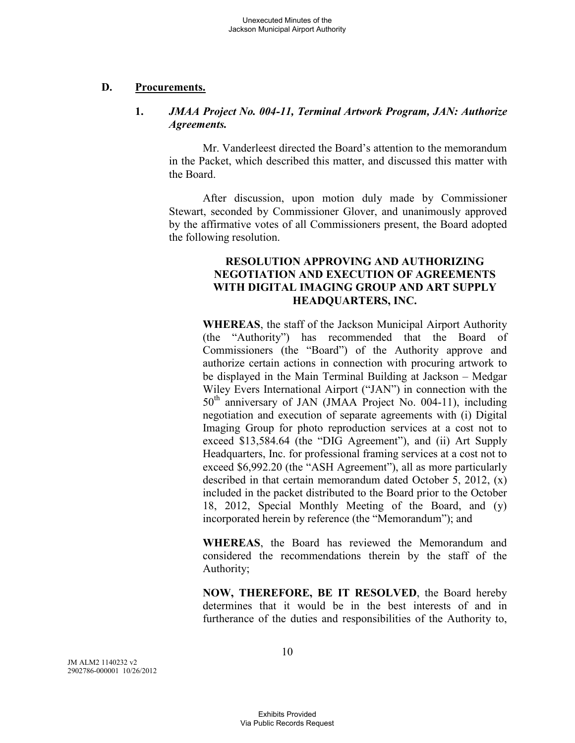## D. Procurements.

### 1. *JMAA Project No. 004-11, Terminal Artwork Program, JAN: Authorize Agreements.*

Mr. Vanderleest directed the Board's attention to the memorandum in the Packet, which described this matter, and discussed this matter with the Board.

After discussion, upon motion duly made by Commissioner Stewart, seconded by Commissioner Glover, and unanimously approved by the affirmative votes of all Commissioners present, the Board adopted the following resolution.

**RESOLUTION APPROVING AND AUTHORIZING NEGOTIATION AND EXECUTION OF AGREEMENTS WITH DIGITAL IMAGING GROUP AND ART SUPPLY HEADQUARTERS, INC.**

**WHEREAS**, the staff of the Jackson Municipal Airport Authority (the "Authority") has recommended that the Board of Commissioners (the "Board") of the Authority approve and authorize certain actions in connection with procuring artwork to be displayed in the Main Terminal Building at Jackson – Medgar Wiley Evers International Airport ("JAN") in connection with the 50th anniversary of JAN (JMAA Project No. 004-11), including negotiation and execution of separate agreements with (i) Digital Imaging Group for photo reproduction services at a cost not to exceed $13,584.64 (the "DIG Agreement"), and (ii) Art Supply Headquarters, Inc. for professional framing services at a cost not to exceed $6,992.20 (the "ASH Agreement"), all as more particularly described in that certain memorandum dated October 5, 2012, (x) included in the packet distributed to the Board prior to the October 18, 2012, Special Monthly Meeting of the Board, and (y) incorporated herein by reference (the "Memorandum"); and

**WHEREAS**, the Board has reviewed the Memorandum and considered the recommendations therein by the staff of the Authority;

**NOW, THEREFORE, BE IT RESOLVED**, the Board hereby determines that it would be in the best interests of and in furtherance of the duties and responsibilities of the Authority to,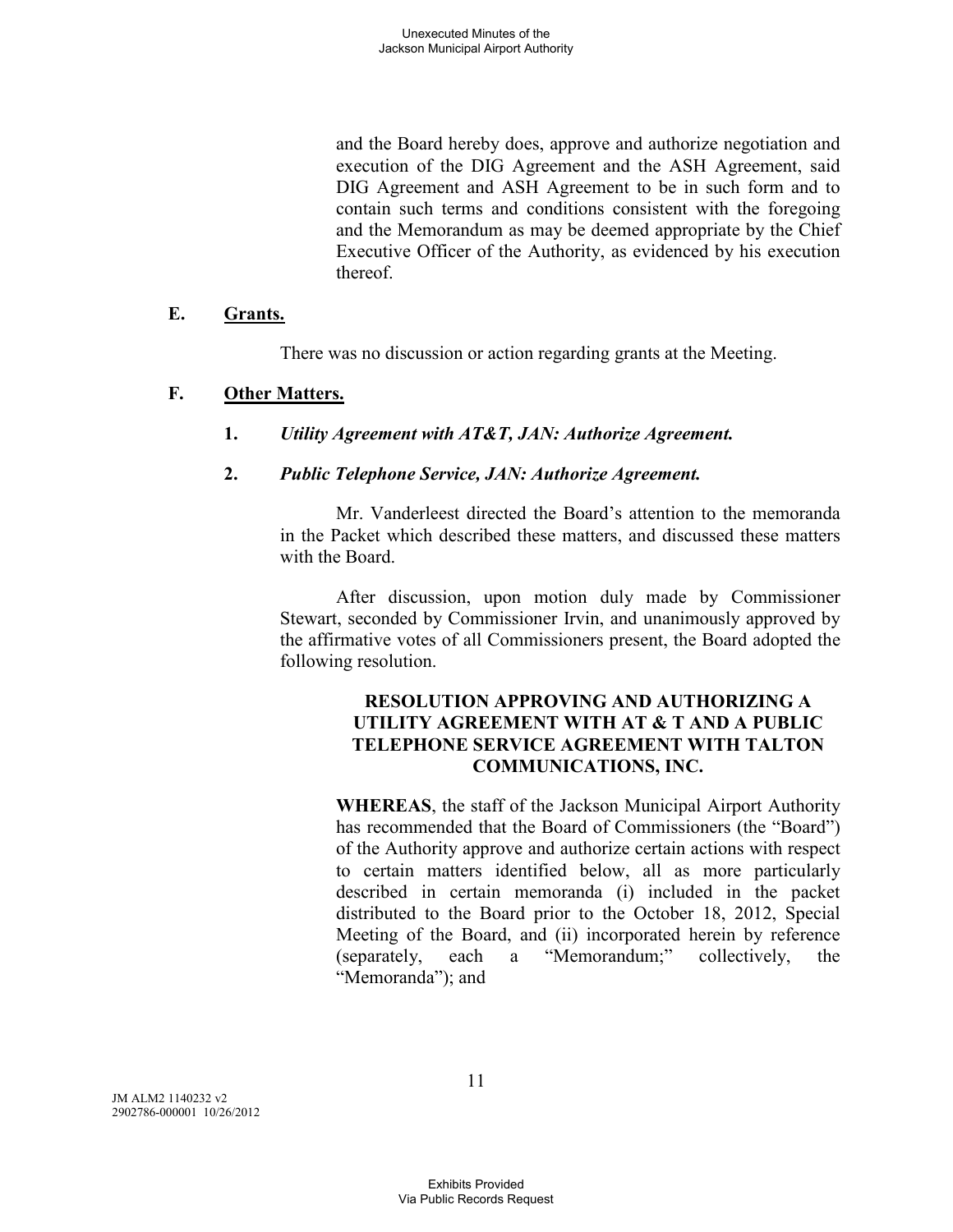and the Board hereby does, approve and authorize negotiation and execution of the DIG Agreement and the ASH Agreement, said DIG Agreement and ASH Agreement to be in such form and to contain such terms and conditions consistent with the foregoing and the Memorandum as may be deemed appropriate by the Chief Executive Officer of the Authority, as evidenced by his execution thereof.

**E. Grants.**

There was no discussion or action regarding grants at the Meeting.

**F. Other Matters.**

**1.** ***Utility Agreement with AT&T, JAN: Authorize Agreement.***

**2.** ***Public Telephone Service, JAN: Authorize Agreement.***

Mr. Vanderleest directed the Board's attention to the memoranda in the Packet which described these matters, and discussed these matters with the Board.

After discussion, upon motion duly made by Commissioner Stewart, seconded by Commissioner Irvin, and unanimously approved by the affirmative votes of all Commissioners present, the Board adopted the following resolution.

**RESOLUTION APPROVING AND AUTHORIZING A UTILITY AGREEMENT WITH AT & T AND A PUBLIC TELEPHONE SERVICE AGREEMENT WITH TALTON COMMUNICATIONS, INC.**

**WHEREAS**, the staff of the Jackson Municipal Airport Authority has recommended that the Board of Commissioners (the "Board") of the Authority approve and authorize certain actions with respect to certain matters identified below, all as more particularly described in certain memoranda (i) included in the packet distributed to the Board prior to the October 18, 2012, Special Meeting of the Board, and (ii) incorporated herein by reference (separately, each a "Memorandum;" collectively, the "Memoranda"); and

JM ALM2 1140232 v2
2902786-000001 10/26/2012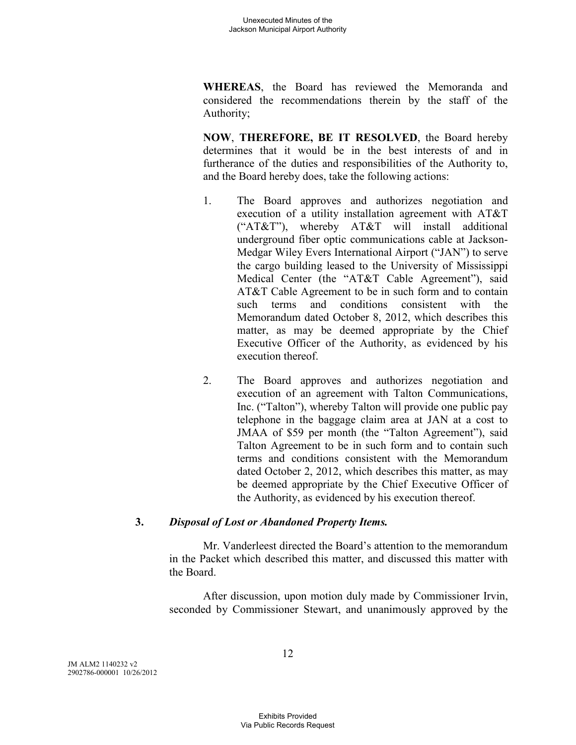**WHEREAS**, the Board has reviewed the Memoranda and considered the recommendations therein by the staff of the Authority;

**NOW**, **THEREFORE, BE IT RESOLVED**, the Board hereby determines that it would be in the best interests of and in furtherance of the duties and responsibilities of the Authority to, and the Board hereby does, take the following actions:

1. The Board approves and authorizes negotiation and execution of a utility installation agreement with AT&T ("AT&T"), whereby AT&T will install additional underground fiber optic communications cable at Jackson-Medgar Wiley Evers International Airport ("JAN") to serve the cargo building leased to the University of Mississippi Medical Center (the "AT&T Cable Agreement"), said AT&T Cable Agreement to be in such form and to contain such terms and conditions consistent with the Memorandum dated October 8, 2012, which describes this matter, as may be deemed appropriate by the Chief Executive Officer of the Authority, as evidenced by his execution thereof.

2. The Board approves and authorizes negotiation and execution of an agreement with Talton Communications, Inc. ("Talton"), whereby Talton will provide one public pay telephone in the baggage claim area at JAN at a cost to JMAA of $59 per month (the "Talton Agreement"), said Talton Agreement to be in such form and to contain such terms and conditions consistent with the Memorandum dated October 2, 2012, which describes this matter, as may be deemed appropriate by the Chief Executive Officer of the Authority, as evidenced by his execution thereof.

**3.** ***Disposal of Lost or Abandoned Property Items.***

Mr. Vanderleest directed the Board's attention to the memorandum in the Packet which described this matter, and discussed this matter with the Board.

After discussion, upon motion duly made by Commissioner Irvin, seconded by Commissioner Stewart, and unanimously approved by the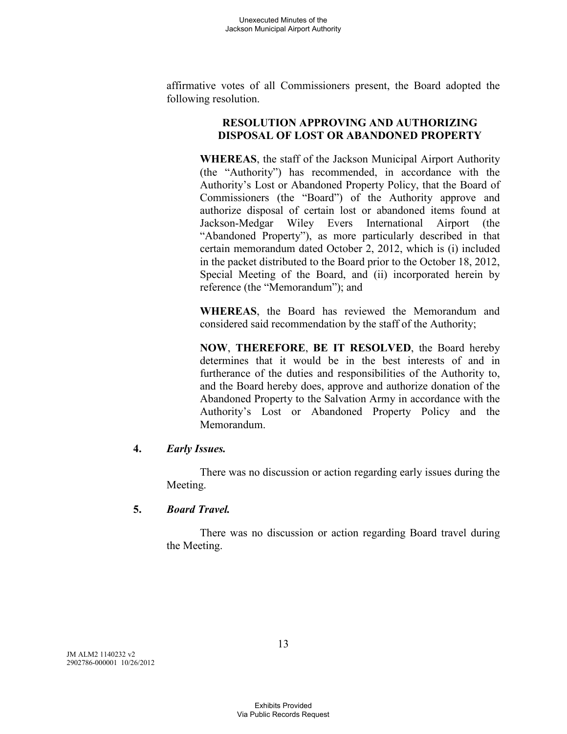affirmative votes of all Commissioners present, the Board adopted the following resolution.

**RESOLUTION APPROVING AND AUTHORIZING DISPOSAL OF LOST OR ABANDONED PROPERTY**

**WHEREAS**, the staff of the Jackson Municipal Airport Authority (the "Authority") has recommended, in accordance with the Authority's Lost or Abandoned Property Policy, that the Board of Commissioners (the "Board") of the Authority approve and authorize disposal of certain lost or abandoned items found at Jackson-Medgar Wiley Evers International Airport (the "Abandoned Property"), as more particularly described in that certain memorandum dated October 2, 2012, which is (i) included in the packet distributed to the Board prior to the October 18, 2012, Special Meeting of the Board, and (ii) incorporated herein by reference (the "Memorandum"); and

**WHEREAS**, the Board has reviewed the Memorandum and considered said recommendation by the staff of the Authority;

**NOW**, **THEREFORE**, **BE IT RESOLVED**, the Board hereby determines that it would be in the best interests of and in furtherance of the duties and responsibilities of the Authority to, and the Board hereby does, approve and authorize donation of the Abandoned Property to the Salvation Army in accordance with the Authority's Lost or Abandoned Property Policy and the Memorandum.

**4.** ***Early Issues.***

There was no discussion or action regarding early issues during the Meeting.

**5.** ***Board Travel.***

There was no discussion or action regarding Board travel during the Meeting.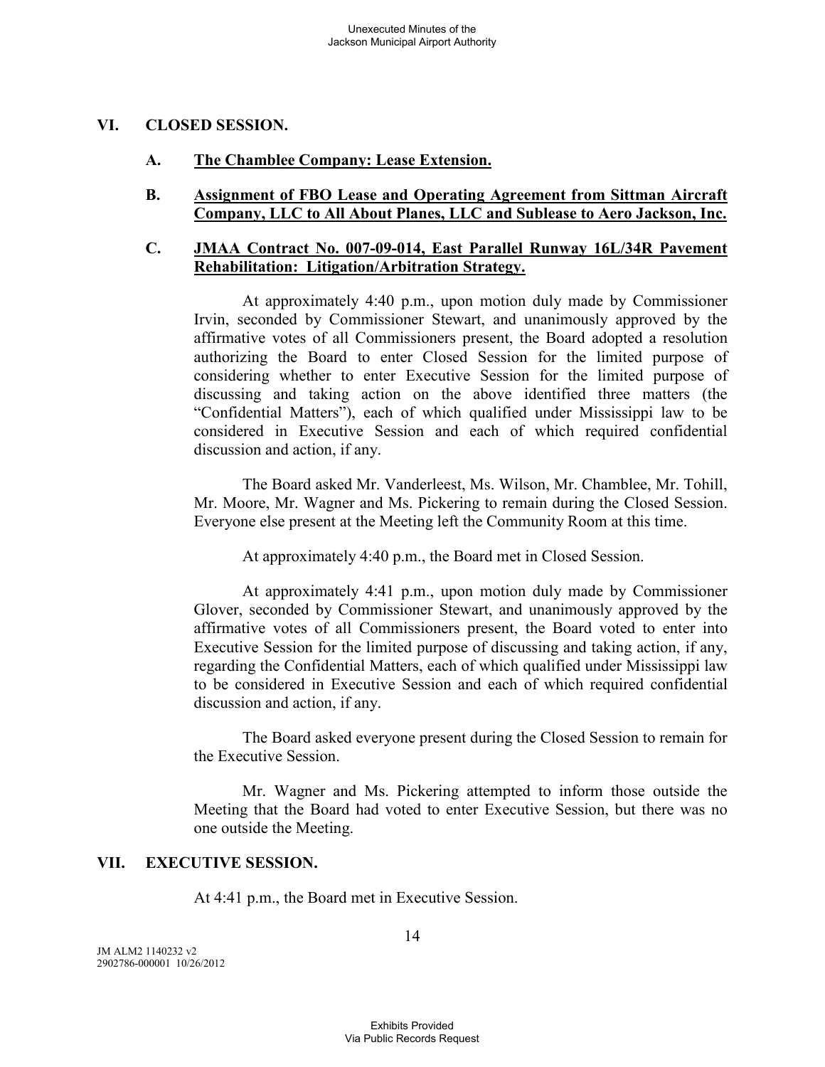## VI. CLOSED SESSION.

### A. The Chamblee Company: Lease Extension.

### B. Assignment of FBO Lease and Operating Agreement from Sittman Aircraft Company, LLC to All About Planes, LLC and Sublease to Aero Jackson, Inc.

### C. JMAA Contract No. 007-09-014, East Parallel Runway 16L/34R Pavement Rehabilitation: Litigation/Arbitration Strategy.

At approximately 4:40 p.m., upon motion duly made by Commissioner Irvin, seconded by Commissioner Stewart, and unanimously approved by the affirmative votes of all Commissioners present, the Board adopted a resolution authorizing the Board to enter Closed Session for the limited purpose of considering whether to enter Executive Session for the limited purpose of discussing and taking action on the above identified three matters (the "Confidential Matters"), each of which qualified under Mississippi law to be considered in Executive Session and each of which required confidential discussion and action, if any.

The Board asked Mr. Vanderleest, Ms. Wilson, Mr. Chamblee, Mr. Tohill, Mr. Moore, Mr. Wagner and Ms. Pickering to remain during the Closed Session. Everyone else present at the Meeting left the Community Room at this time.

At approximately 4:40 p.m., the Board met in Closed Session.

At approximately 4:41 p.m., upon motion duly made by Commissioner Glover, seconded by Commissioner Stewart, and unanimously approved by the affirmative votes of all Commissioners present, the Board voted to enter into Executive Session for the limited purpose of discussing and taking action, if any, regarding the Confidential Matters, each of which qualified under Mississippi law to be considered in Executive Session and each of which required confidential discussion and action, if any.

The Board asked everyone present during the Closed Session to remain for the Executive Session.

Mr. Wagner and Ms. Pickering attempted to inform those outside the Meeting that the Board had voted to enter Executive Session, but there was no one outside the Meeting.

## VII. EXECUTIVE SESSION.

At 4:41 p.m., the Board met in Executive Session.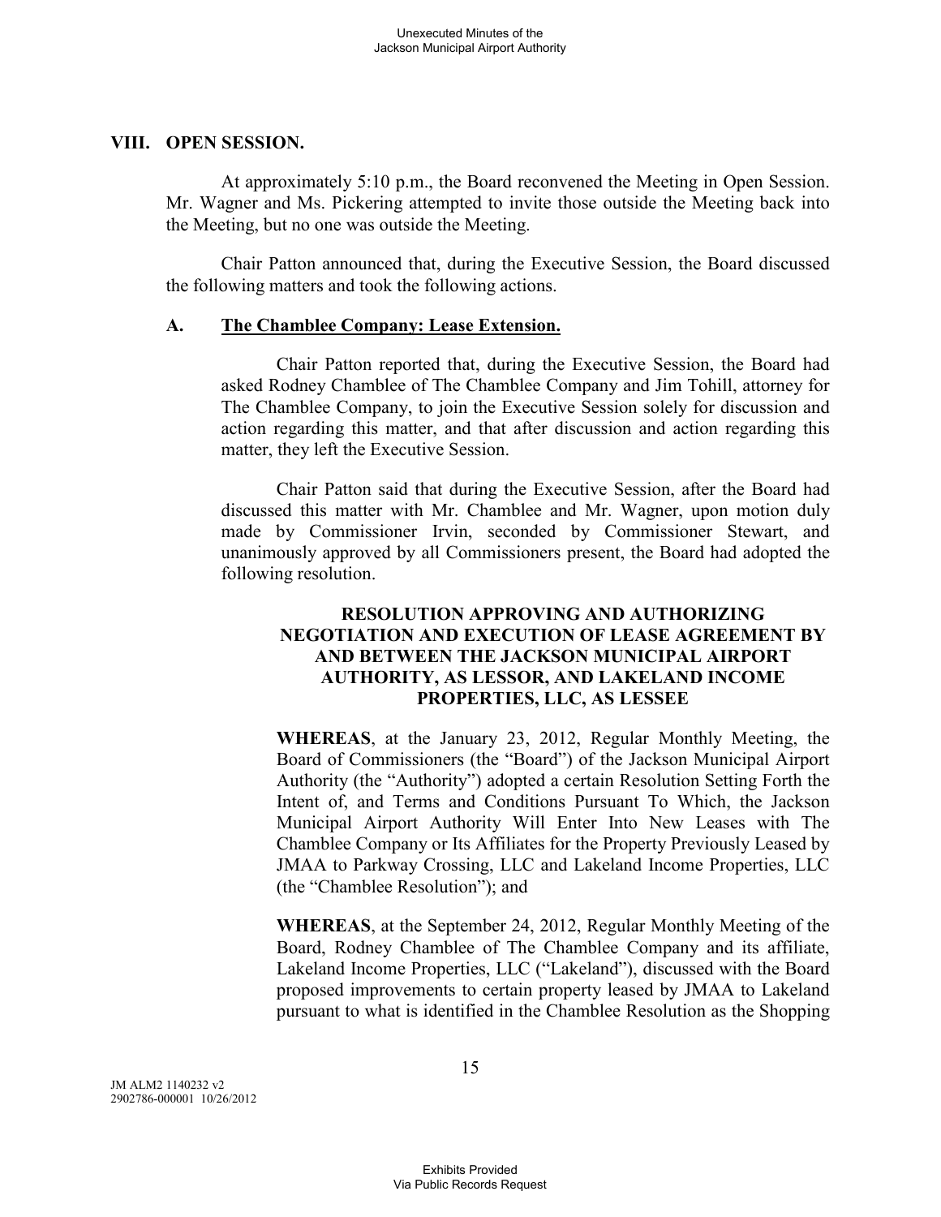## VIII. OPEN SESSION.

At approximately 5:10 p.m., the Board reconvened the Meeting in Open Session. Mr. Wagner and Ms. Pickering attempted to invite those outside the Meeting back into the Meeting, but no one was outside the Meeting.

Chair Patton announced that, during the Executive Session, the Board discussed the following matters and took the following actions.

### A. The Chamblee Company: Lease Extension.

Chair Patton reported that, during the Executive Session, the Board had asked Rodney Chamblee of The Chamblee Company and Jim Tohill, attorney for The Chamblee Company, to join the Executive Session solely for discussion and action regarding this matter, and that after discussion and action regarding this matter, they left the Executive Session.

Chair Patton said that during the Executive Session, after the Board had discussed this matter with Mr. Chamblee and Mr. Wagner, upon motion duly made by Commissioner Irvin, seconded by Commissioner Stewart, and unanimously approved by all Commissioners present, the Board had adopted the following resolution.

**RESOLUTION APPROVING AND AUTHORIZING NEGOTIATION AND EXECUTION OF LEASE AGREEMENT BY AND BETWEEN THE JACKSON MUNICIPAL AIRPORT AUTHORITY, AS LESSOR, AND LAKELAND INCOME PROPERTIES, LLC, AS LESSEE**

**WHEREAS**, at the January 23, 2012, Regular Monthly Meeting, the Board of Commissioners (the "Board") of the Jackson Municipal Airport Authority (the "Authority") adopted a certain Resolution Setting Forth the Intent of, and Terms and Conditions Pursuant To Which, the Jackson Municipal Airport Authority Will Enter Into New Leases with The Chamblee Company or Its Affiliates for the Property Previously Leased by JMAA to Parkway Crossing, LLC and Lakeland Income Properties, LLC (the "Chamblee Resolution"); and

**WHEREAS**, at the September 24, 2012, Regular Monthly Meeting of the Board, Rodney Chamblee of The Chamblee Company and its affiliate, Lakeland Income Properties, LLC ("Lakeland"), discussed with the Board proposed improvements to certain property leased by JMAA to Lakeland pursuant to what is identified in the Chamblee Resolution as the Shopping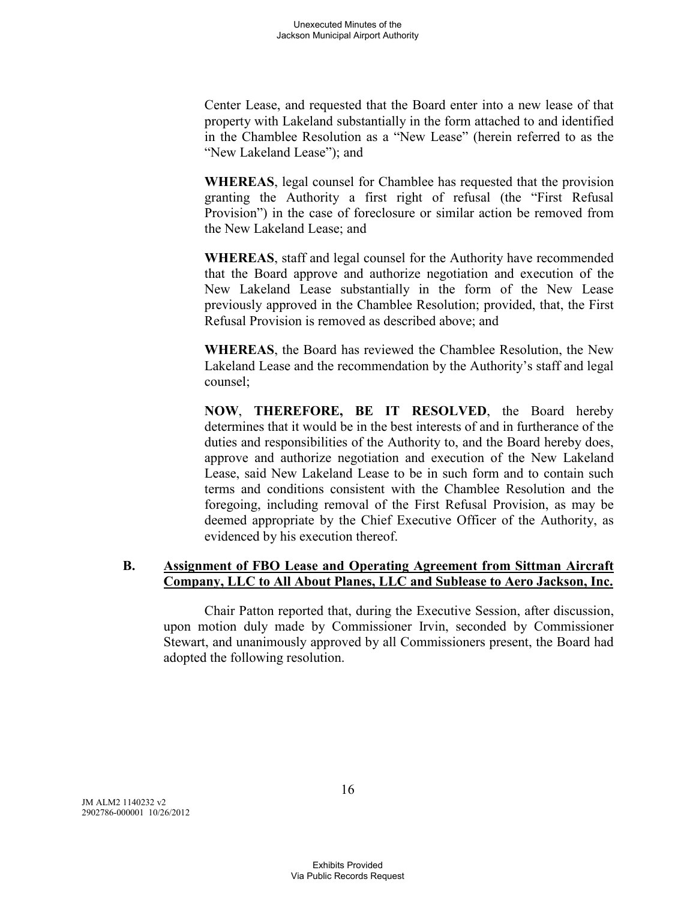Center Lease, and requested that the Board enter into a new lease of that property with Lakeland substantially in the form attached to and identified in the Chamblee Resolution as a "New Lease" (herein referred to as the "New Lakeland Lease"); and

**WHEREAS**, legal counsel for Chamblee has requested that the provision granting the Authority a first right of refusal (the "First Refusal Provision") in the case of foreclosure or similar action be removed from the New Lakeland Lease; and

**WHEREAS**, staff and legal counsel for the Authority have recommended that the Board approve and authorize negotiation and execution of the New Lakeland Lease substantially in the form of the New Lease previously approved in the Chamblee Resolution; provided, that, the First Refusal Provision is removed as described above; and

**WHEREAS**, the Board has reviewed the Chamblee Resolution, the New Lakeland Lease and the recommendation by the Authority's staff and legal counsel;

**NOW**, **THEREFORE, BE IT RESOLVED**, the Board hereby determines that it would be in the best interests of and in furtherance of the duties and responsibilities of the Authority to, and the Board hereby does, approve and authorize negotiation and execution of the New Lakeland Lease, said New Lakeland Lease to be in such form and to contain such terms and conditions consistent with the Chamblee Resolution and the foregoing, including removal of the First Refusal Provision, as may be deemed appropriate by the Chief Executive Officer of the Authority, as evidenced by his execution thereof.

### B. Assignment of FBO Lease and Operating Agreement from Sittman Aircraft Company, LLC to All About Planes, LLC and Sublease to Aero Jackson, Inc.

Chair Patton reported that, during the Executive Session, after discussion, upon motion duly made by Commissioner Irvin, seconded by Commissioner Stewart, and unanimously approved by all Commissioners present, the Board had adopted the following resolution.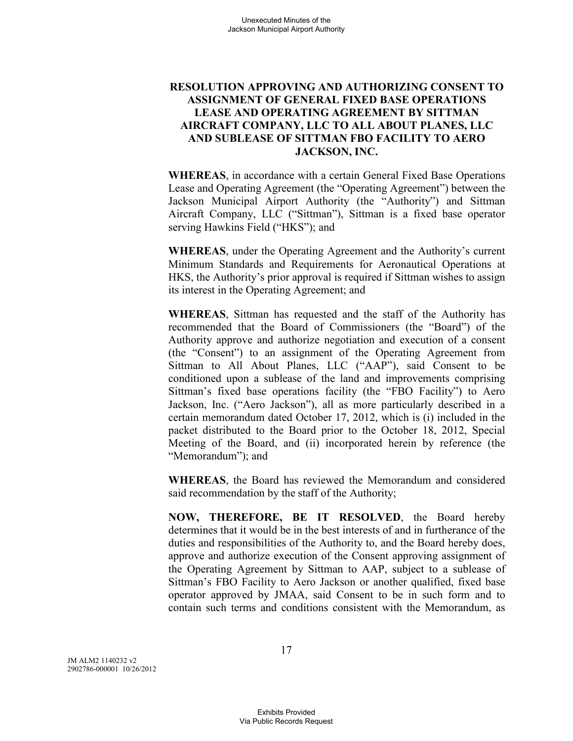**RESOLUTION APPROVING AND AUTHORIZING CONSENT TO ASSIGNMENT OF GENERAL FIXED BASE OPERATIONS LEASE AND OPERATING AGREEMENT BY SITTMAN AIRCRAFT COMPANY, LLC TO ALL ABOUT PLANES, LLC AND SUBLEASE OF SITTMAN FBO FACILITY TO AERO JACKSON, INC.**

**WHEREAS**, in accordance with a certain General Fixed Base Operations Lease and Operating Agreement (the "Operating Agreement") between the Jackson Municipal Airport Authority (the "Authority") and Sittman Aircraft Company, LLC ("Sittman"), Sittman is a fixed base operator serving Hawkins Field ("HKS"); and

**WHEREAS**, under the Operating Agreement and the Authority's current Minimum Standards and Requirements for Aeronautical Operations at HKS, the Authority's prior approval is required if Sittman wishes to assign its interest in the Operating Agreement; and

**WHEREAS**, Sittman has requested and the staff of the Authority has recommended that the Board of Commissioners (the "Board") of the Authority approve and authorize negotiation and execution of a consent (the "Consent") to an assignment of the Operating Agreement from Sittman to All About Planes, LLC ("AAP"), said Consent to be conditioned upon a sublease of the land and improvements comprising Sittman's fixed base operations facility (the "FBO Facility") to Aero Jackson, Inc. ("Aero Jackson"), all as more particularly described in a certain memorandum dated October 17, 2012, which is (i) included in the packet distributed to the Board prior to the October 18, 2012, Special Meeting of the Board, and (ii) incorporated herein by reference (the "Memorandum"); and

**WHEREAS**, the Board has reviewed the Memorandum and considered said recommendation by the staff of the Authority;

**NOW, THEREFORE, BE IT RESOLVED**, the Board hereby determines that it would be in the best interests of and in furtherance of the duties and responsibilities of the Authority to, and the Board hereby does, approve and authorize execution of the Consent approving assignment of the Operating Agreement by Sittman to AAP, subject to a sublease of Sittman's FBO Facility to Aero Jackson or another qualified, fixed base operator approved by JMAA, said Consent to be in such form and to contain such terms and conditions consistent with the Memorandum, as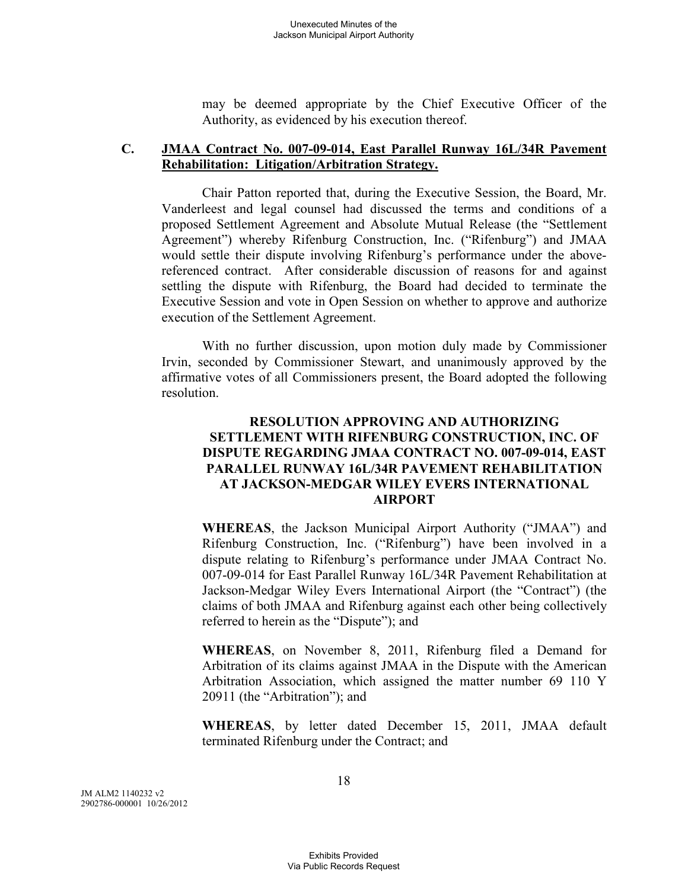may be deemed appropriate by the Chief Executive Officer of the Authority, as evidenced by his execution thereof.

**C. JMAA Contract No. 007-09-014, East Parallel Runway 16L/34R Pavement Rehabilitation: Litigation/Arbitration Strategy.**

Chair Patton reported that, during the Executive Session, the Board, Mr. Vanderleest and legal counsel had discussed the terms and conditions of a proposed Settlement Agreement and Absolute Mutual Release (the "Settlement Agreement") whereby Rifenburg Construction, Inc. ("Rifenburg") and JMAA would settle their dispute involving Rifenburg's performance under the above-referenced contract. After considerable discussion of reasons for and against settling the dispute with Rifenburg, the Board had decided to terminate the Executive Session and vote in Open Session on whether to approve and authorize execution of the Settlement Agreement.

With no further discussion, upon motion duly made by Commissioner Irvin, seconded by Commissioner Stewart, and unanimously approved by the affirmative votes of all Commissioners present, the Board adopted the following resolution.

**RESOLUTION APPROVING AND AUTHORIZING SETTLEMENT WITH RIFENBURG CONSTRUCTION, INC. OF DISPUTE REGARDING JMAA CONTRACT NO. 007-09-014, EAST PARALLEL RUNWAY 16L/34R PAVEMENT REHABILITATION AT JACKSON-MEDGAR WILEY EVERS INTERNATIONAL AIRPORT**

**WHEREAS**, the Jackson Municipal Airport Authority ("JMAA") and Rifenburg Construction, Inc. ("Rifenburg") have been involved in a dispute relating to Rifenburg's performance under JMAA Contract No. 007-09-014 for East Parallel Runway 16L/34R Pavement Rehabilitation at Jackson-Medgar Wiley Evers International Airport (the "Contract") (the claims of both JMAA and Rifenburg against each other being collectively referred to herein as the "Dispute"); and

**WHEREAS**, on November 8, 2011, Rifenburg filed a Demand for Arbitration of its claims against JMAA in the Dispute with the American Arbitration Association, which assigned the matter number 69 110 Y 20911 (the "Arbitration"); and

**WHEREAS**, by letter dated December 15, 2011, JMAA default terminated Rifenburg under the Contract; and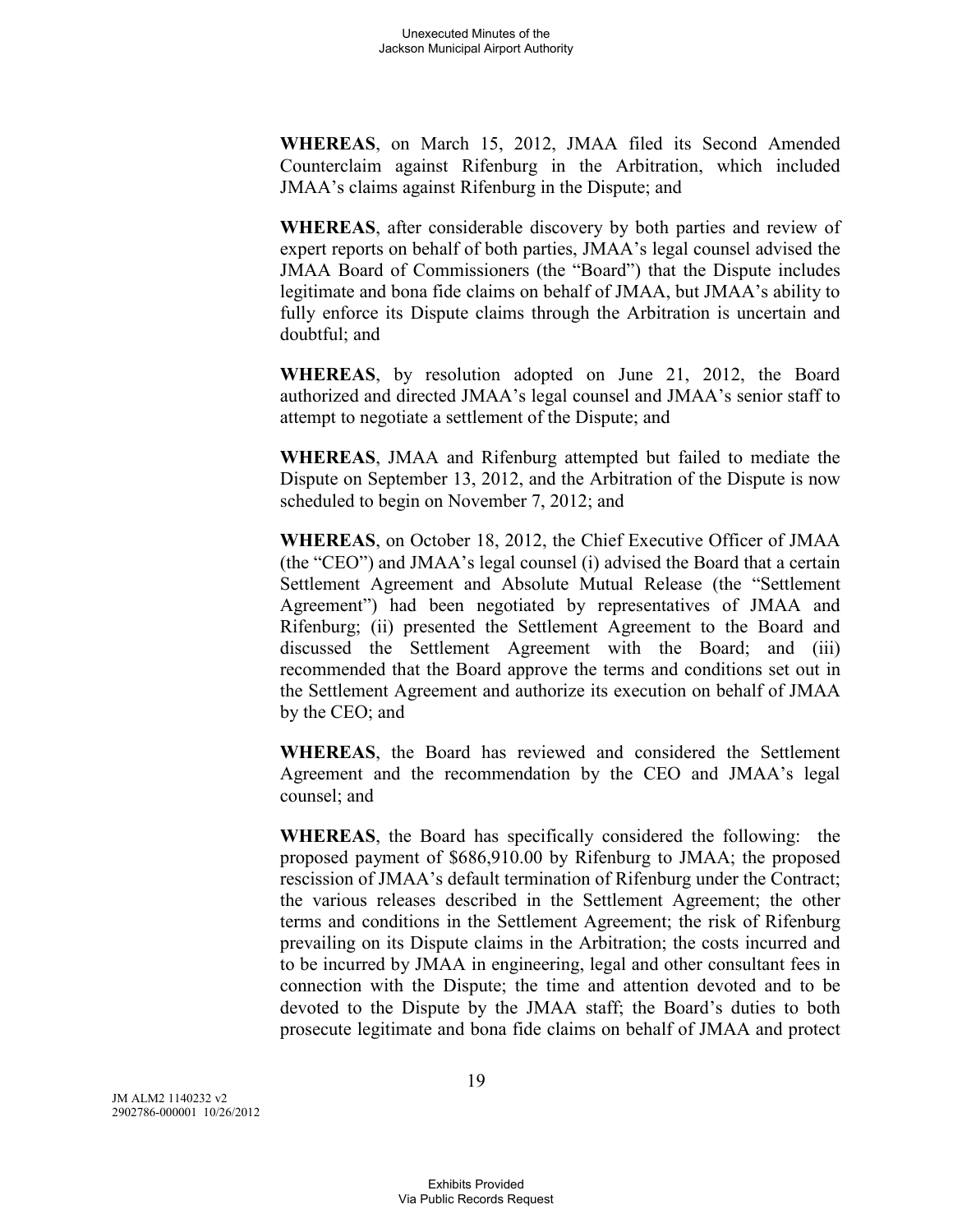**WHEREAS**, on March 15, 2012, JMAA filed its Second Amended Counterclaim against Rifenburg in the Arbitration, which included JMAA's claims against Rifenburg in the Dispute; and

**WHEREAS**, after considerable discovery by both parties and review of expert reports on behalf of both parties, JMAA's legal counsel advised the JMAA Board of Commissioners (the "Board") that the Dispute includes legitimate and bona fide claims on behalf of JMAA, but JMAA's ability to fully enforce its Dispute claims through the Arbitration is uncertain and doubtful; and

**WHEREAS**, by resolution adopted on June 21, 2012, the Board authorized and directed JMAA's legal counsel and JMAA's senior staff to attempt to negotiate a settlement of the Dispute; and

**WHEREAS**, JMAA and Rifenburg attempted but failed to mediate the Dispute on September 13, 2012, and the Arbitration of the Dispute is now scheduled to begin on November 7, 2012; and

**WHEREAS**, on October 18, 2012, the Chief Executive Officer of JMAA (the "CEO") and JMAA's legal counsel (i) advised the Board that a certain Settlement Agreement and Absolute Mutual Release (the "Settlement Agreement") had been negotiated by representatives of JMAA and Rifenburg; (ii) presented the Settlement Agreement to the Board and discussed the Settlement Agreement with the Board; and (iii) recommended that the Board approve the terms and conditions set out in the Settlement Agreement and authorize its execution on behalf of JMAA by the CEO; and

**WHEREAS**, the Board has reviewed and considered the Settlement Agreement and the recommendation by the CEO and JMAA's legal counsel; and

**WHEREAS**, the Board has specifically considered the following: the proposed payment of $686,910.00 by Rifenburg to JMAA; the proposed rescission of JMAA's default termination of Rifenburg under the Contract; the various releases described in the Settlement Agreement; the other terms and conditions in the Settlement Agreement; the risk of Rifenburg prevailing on its Dispute claims in the Arbitration; the costs incurred and to be incurred by JMAA in engineering, legal and other consultant fees in connection with the Dispute; the time and attention devoted and to be devoted to the Dispute by the JMAA staff; the Board's duties to both prosecute legitimate and bona fide claims on behalf of JMAA and protect

JM ALM2 1140232 v2
2902786-000001 10/26/2012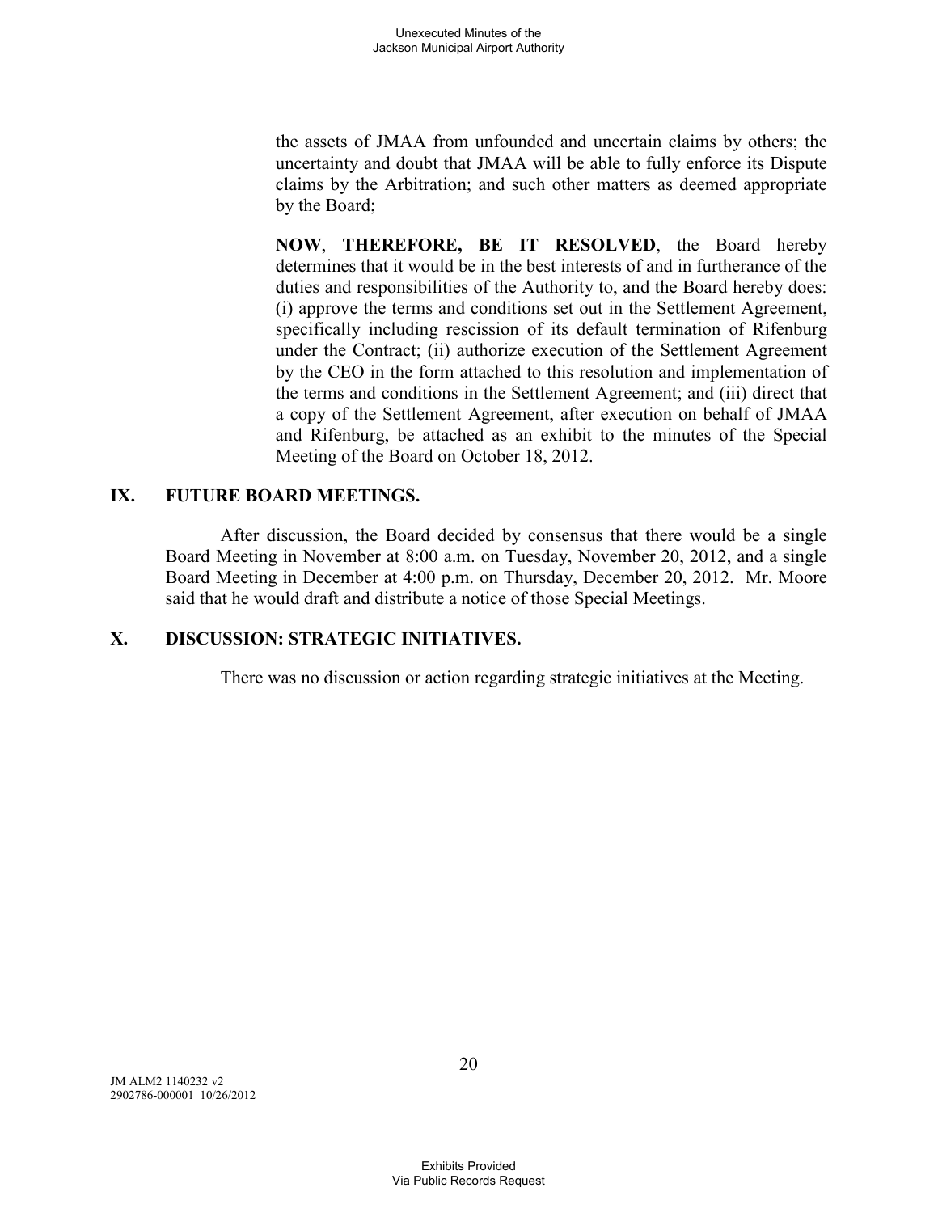the assets of JMAA from unfounded and uncertain claims by others; the uncertainty and doubt that JMAA will be able to fully enforce its Dispute claims by the Arbitration; and such other matters as deemed appropriate by the Board;

**NOW**, **THEREFORE, BE IT RESOLVED**, the Board hereby determines that it would be in the best interests of and in furtherance of the duties and responsibilities of the Authority to, and the Board hereby does: (i) approve the terms and conditions set out in the Settlement Agreement, specifically including rescission of its default termination of Rifenburg under the Contract; (ii) authorize execution of the Settlement Agreement by the CEO in the form attached to this resolution and implementation of the terms and conditions in the Settlement Agreement; and (iii) direct that a copy of the Settlement Agreement, after execution on behalf of JMAA and Rifenburg, be attached as an exhibit to the minutes of the Special Meeting of the Board on October 18, 2012.

## IX. FUTURE BOARD MEETINGS.

After discussion, the Board decided by consensus that there would be a single Board Meeting in November at 8:00 a.m. on Tuesday, November 20, 2012, and a single Board Meeting in December at 4:00 p.m. on Thursday, December 20, 2012. Mr. Moore said that he would draft and distribute a notice of those Special Meetings.

## X. DISCUSSION: STRATEGIC INITIATIVES.

There was no discussion or action regarding strategic initiatives at the Meeting.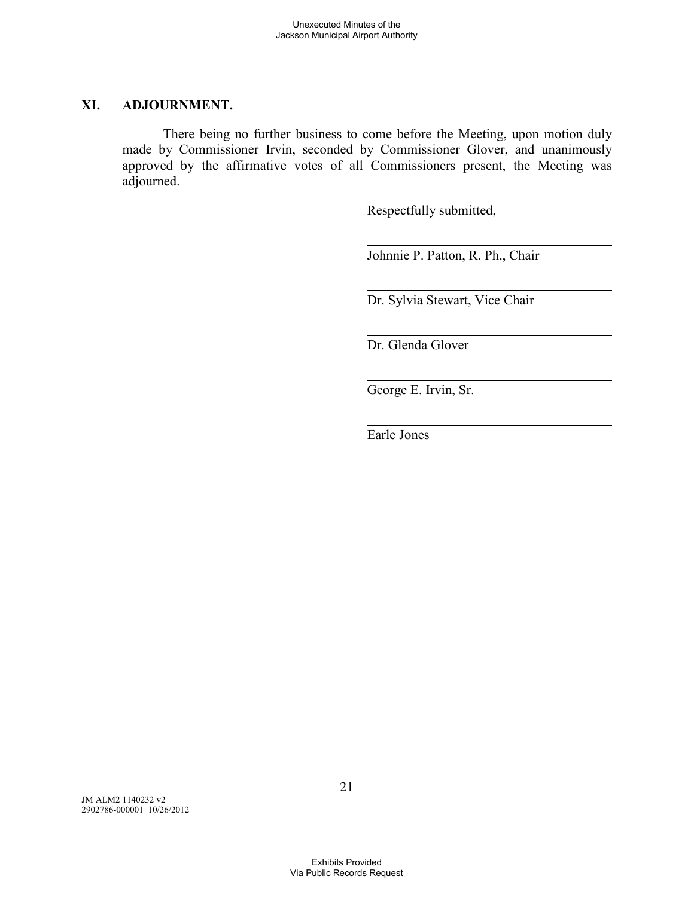## XI. ADJOURNMENT.

There being no further business to come before the Meeting, upon motion duly made by Commissioner Irvin, seconded by Commissioner Glover, and unanimously approved by the affirmative votes of all Commissioners present, the Meeting was adjourned.

Respectfully submitted,

\_\_\_\_\_\_\_\_\_\_\_\_\_\_\_\_\_\_\_\_\_\_\_\_\_\_\_\_\_\_\_\_\_\_\_\_

Johnnie P. Patton, R. Ph., Chair

\_\_\_\_\_\_\_\_\_\_\_\_\_\_\_\_\_\_\_\_\_\_\_\_\_\_\_\_\_\_\_\_\_\_\_\_

Dr. Sylvia Stewart, Vice Chair

\_\_\_\_\_\_\_\_\_\_\_\_\_\_\_\_\_\_\_\_\_\_\_\_\_\_\_\_\_\_\_\_\_\_\_\_

Dr. Glenda Glover

\_\_\_\_\_\_\_\_\_\_\_\_\_\_\_\_\_\_\_\_\_\_\_\_\_\_\_\_\_\_\_\_\_\_\_\_

George E. Irvin, Sr.

\_\_\_\_\_\_\_\_\_\_\_\_\_\_\_\_\_\_\_\_\_\_\_\_\_\_\_\_\_\_\_\_\_\_\_\_

Earle Jones

JM ALM2 1140232 v2
2902786-000001 10/26/2012